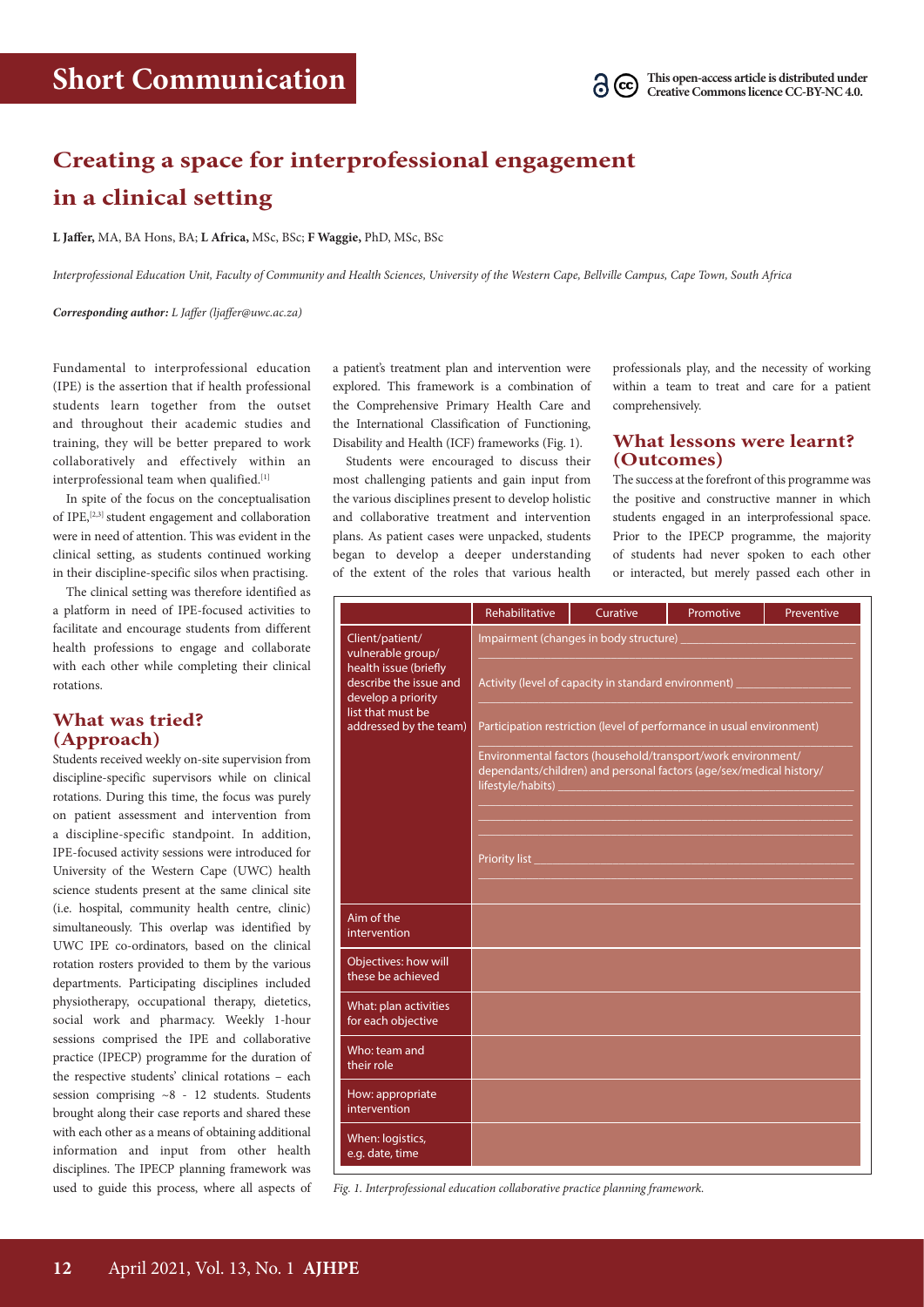# Short Communication

This open-access article is distributed under Creative Commons licence CC-BY-NC 4.0.

## Creating a space for interprofessional engagement in a clinical setting

**L Jaffer,** MA, BA Hons, BA; **L Africa,** MSc, BSc; **F Waggie,** PhD, MSc, BSc

*Interprofessional Education Unit, Faculty of Community and Health Sciences, University of the Western Cape, Bellville Campus, Cape Town, South Africa*

***Corresponding author:*** *L Jaffer (ljaffer@uwc.ac.za)*

Fundamental to interprofessional education (IPE) is the assertion that if health professional students learn together from the outset and throughout their academic studies and training, they will be better prepared to work collaboratively and effectively within an interprofessional team when qualified.[1]

In spite of the focus on the conceptualisation of IPE,[2,3] student engagement and collaboration were in need of attention. This was evident in the clinical setting, as students continued working in their discipline-specific silos when practising.

The clinical setting was therefore identified as a platform in need of IPE-focused activities to facilitate and encourage students from different health professions to engage and collaborate with each other while completing their clinical rotations.

### What was tried? (Approach)

Students received weekly on-site supervision from discipline-specific supervisors while on clinical rotations. During this time, the focus was purely on patient assessment and intervention from a discipline-specific standpoint. In addition, IPE-focused activity sessions were introduced for University of the Western Cape (UWC) health science students present at the same clinical site (i.e. hospital, community health centre, clinic) simultaneously. This overlap was identified by UWC IPE co-ordinators, based on the clinical rotation rosters provided to them by the various departments. Participating disciplines included physiotherapy, occupational therapy, dietetics, social work and pharmacy. Weekly 1-hour sessions comprised the IPE and collaborative practice (IPECP) programme for the duration of the respective students' clinical rotations – each session comprising ~8 - 12 students. Students brought along their case reports and shared these with each other as a means of obtaining additional information and input from other health disciplines. The IPECP planning framework was used to guide this process, where all aspects of a patient's treatment plan and intervention were explored. This framework is a combination of the Comprehensive Primary Health Care and the International Classification of Functioning, Disability and Health (ICF) frameworks (Fig. 1).

Students were encouraged to discuss their most challenging patients and gain input from the various disciplines present to develop holistic and collaborative treatment and intervention plans. As patient cases were unpacked, students began to develop a deeper understanding of the extent of the roles that various health professionals play, and the necessity of working within a team to treat and care for a patient comprehensively.

### What lessons were learnt? (Outcomes)

The success at the forefront of this programme was the positive and constructive manner in which students engaged in an interprofessional space. Prior to the IPECP programme, the majority of students had never spoken to each other or interacted, but merely passed each other in

| | Rehabilitative | Curative | Promotive | Preventive |
|---|---|---|---|---|
| Client/patient/ vulnerable group/ health issue (briefly describe the issue and develop a priority list that must be addressed by the team) | Impairment (changes in body structure) ______<br>Activity (level of capacity in standard environment) ______<br>Participation restriction (level of performance in usual environment) ______<br>Environmental factors (household/transport/work environment/ dependants/children) and personal factors (age/sex/medical history/ lifestyle/habits) ______<br>Priority list ______ | | | |
| Aim of the intervention | | | | |
| Objectives: how will these be achieved | | | | |
| What: plan activities for each objective | | | | |
| Who: team and their role | | | | |
| How: appropriate intervention | | | | |
| When: logistics, e.g. date, time | | | | |

*Fig. 1. Interprofessional education collaborative practice planning framework.*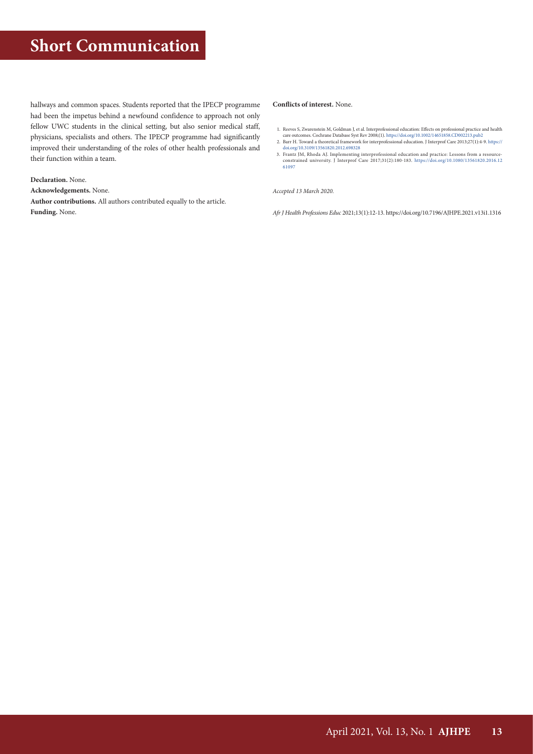hallways and common spaces. Students reported that the IPECP programme had been the impetus behind a newfound confidence to approach not only fellow UWC students in the clinical setting, but also senior medical staff, physicians, specialists and others. The IPECP programme had significantly improved their understanding of the roles of other health professionals and their function within a team.

**Declaration.** None.

**Acknowledgements.** None.

**Author contributions.** All authors contributed equally to the article.

**Funding.** None.

**Conflicts of interest.** None.

1. Reeves S, Zwarenstein M, Goldman J, et al. Interprofessional education: Effects on professional practice and health care outcomes. Cochrane Database Syst Rev 2008;(1). https://doi.org/10.1002/14651858.CD002213.pub2
2. Barr H. Toward a theoretical framework for interprofessional education. J Interprof Care 2013;27(1):4-9. https://doi.org/10.3109/13561820.2012.698328
3. Frantz JM, Rhoda AJ. Implementing interprofessional education and practice: Lessons from a resource-constrained university. J Interprof Care 2017;31(2):180-183. https://doi.org/10.1080/13561820.2016.1261097

*Accepted 13 March 2020.*

*Afr J Health Professions Educ* 2021;13(1):12-13. https://doi.org/10.7196/AJHPE.2021.v13i1.1316